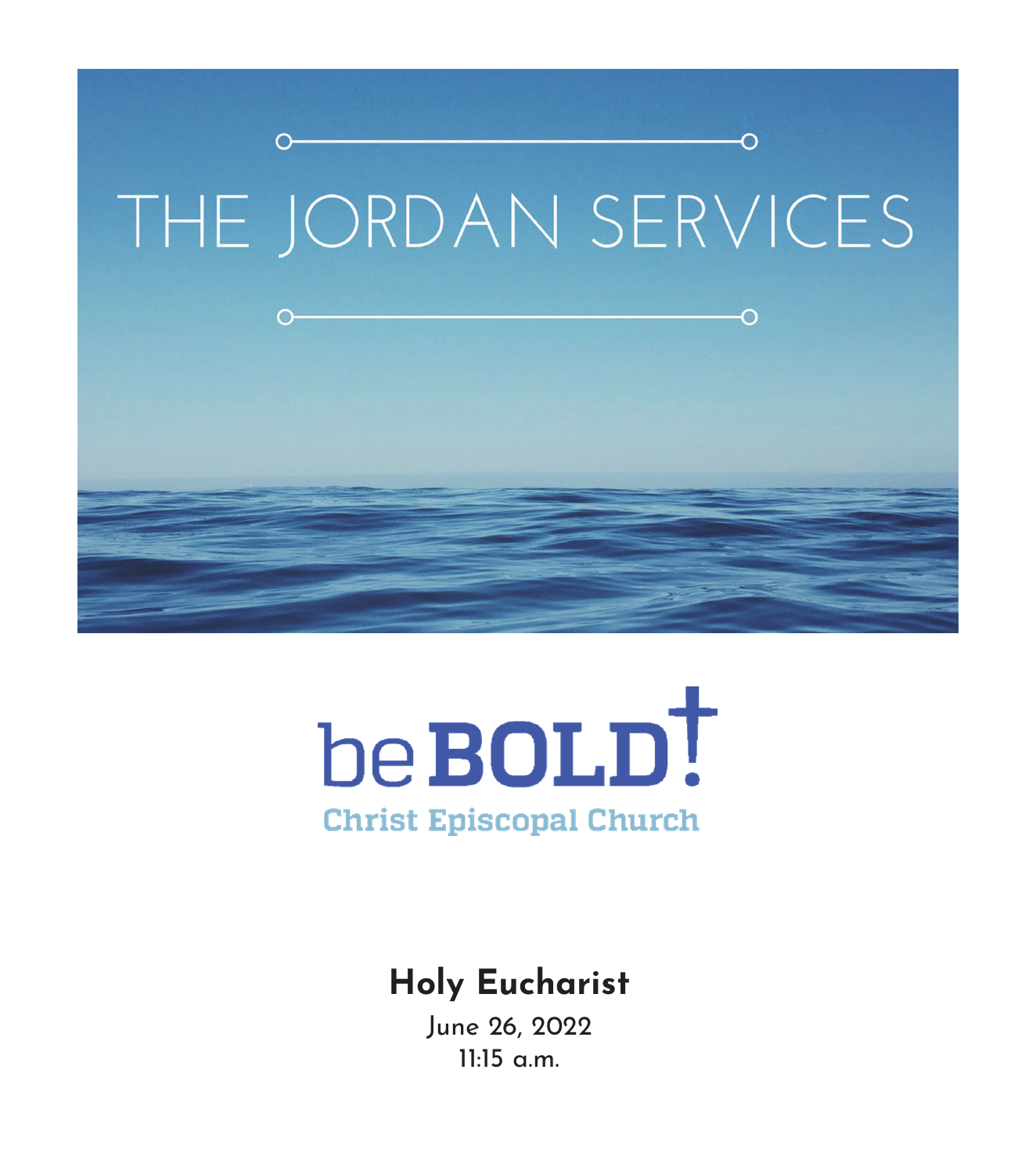# THE JORDAN SERVICES

be BOLD!

Christ Episcopal Church

## Holy Eucharist

June 26, 2022

11:15 a.m.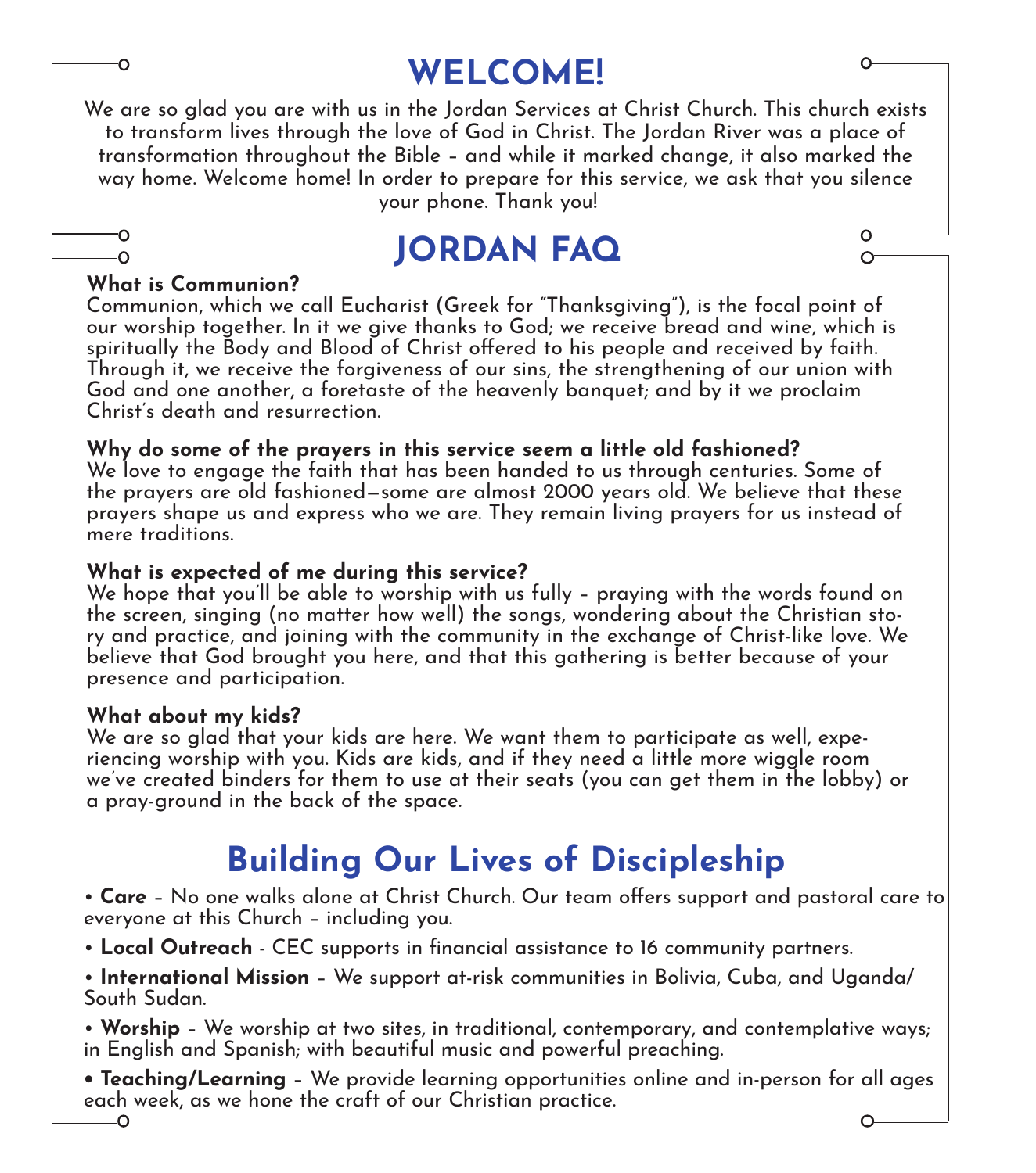# WELCOME!

We are so glad you are with us in the Jordan Services at Christ Church. This church exists to transform lives through the love of God in Christ. The Jordan River was a place of transformation throughout the Bible – and while it marked change, it also marked the way home. Welcome home! In order to prepare for this service, we ask that you silence your phone. Thank you!

# JORDAN FAQ

**What is Communion?**
Communion, which we call Eucharist (Greek for "Thanksgiving"), is the focal point of our worship together. In it we give thanks to God; we receive bread and wine, which is spiritually the Body and Blood of Christ offered to his people and received by faith. Through it, we receive the forgiveness of our sins, the strengthening of our union with God and one another, a foretaste of the heavenly banquet; and by it we proclaim Christ's death and resurrection.

**Why do some of the prayers in this service seem a little old fashioned?**
We love to engage the faith that has been handed to us through centuries. Some of the prayers are old fashioned—some are almost 2000 years old. We believe that these prayers shape us and express who we are. They remain living prayers for us instead of mere traditions.

**What is expected of me during this service?**
We hope that you'll be able to worship with us fully – praying with the words found on the screen, singing (no matter how well) the songs, wondering about the Christian story and practice, and joining with the community in the exchange of Christ-like love. We believe that God brought you here, and that this gathering is better because of your presence and participation.

**What about my kids?**
We are so glad that your kids are here. We want them to participate as well, experiencing worship with you. Kids are kids, and if they need a little more wiggle room we've created binders for them to use at their seats (you can get them in the lobby) or a pray-ground in the back of the space.

# Building Our Lives of Discipleship

- **Care** – No one walks alone at Christ Church. Our team offers support and pastoral care to everyone at this Church – including you.
- **Local Outreach** - CEC supports in financial assistance to 16 community partners.
- **International Mission** – We support at-risk communities in Bolivia, Cuba, and Uganda/South Sudan.
- **Worship** – We worship at two sites, in traditional, contemporary, and contemplative ways; in English and Spanish; with beautiful music and powerful preaching.
- **Teaching/Learning** – We provide learning opportunities online and in-person for all ages each week, as we hone the craft of our Christian practice.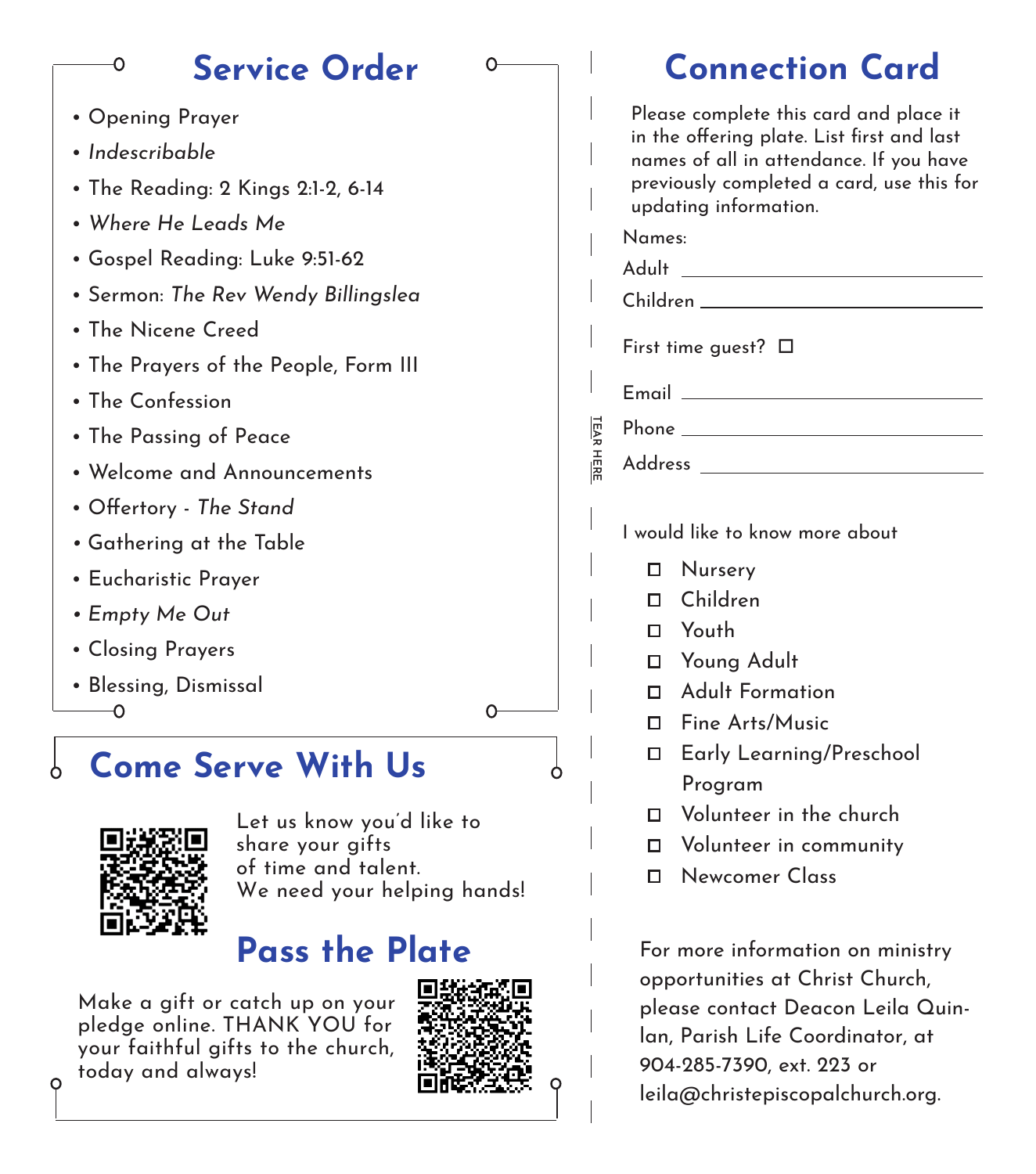## Service Order

- Opening Prayer
- *Indescribable*
- The Reading: 2 Kings 2:1-2, 6-14
- *Where He Leads Me*
- Gospel Reading: Luke 9:51-62
- Sermon: *The Rev Wendy Billingslea*
- The Nicene Creed
- The Prayers of the People, Form III
- The Confession
- The Passing of Peace
- Welcome and Announcements
- Offertory - *The Stand*
- Gathering at the Table
- Eucharistic Prayer
- *Empty Me Out*
- Closing Prayers
- Blessing, Dismissal

## Come Serve With Us

Let us know you'd like to share your gifts of time and talent. We need your helping hands!

## Pass the Plate

Make a gift or catch up on your pledge online. THANK YOU for your faithful gifts to the church, today and always!

TEAR HERE

## Connection Card

Please complete this card and place it in the offering plate. List first and last names of all in attendance. If you have previously completed a card, use this for updating information.

Names:

Adult ______________________

Children ______________________

First time guest? ☐

Email ______________________

Phone ______________________

Address ______________________

I would like to know more about

- ☐ Nursery
- ☐ Children
- ☐ Youth
- ☐ Young Adult
- ☐ Adult Formation
- ☐ Fine Arts/Music
- ☐ Early Learning/Preschool Program
- ☐ Volunteer in the church
- ☐ Volunteer in community
- ☐ Newcomer Class

For more information on ministry opportunities at Christ Church, please contact Deacon Leila Quinlan, Parish Life Coordinator, at 904-285-7390, ext. 223 or leila@christepiscopalchurch.org.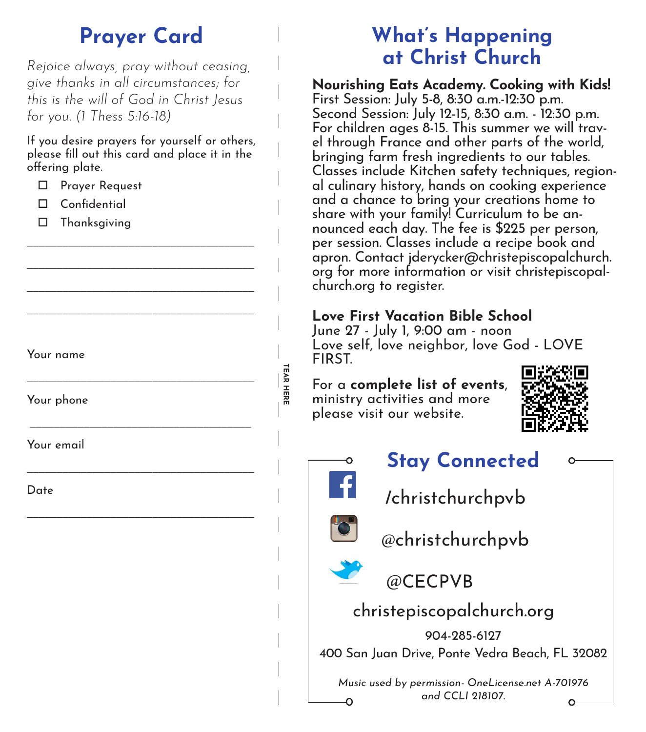# Prayer Card

*Rejoice always, pray without ceasing, give thanks in all circumstances; for this is the will of God in Christ Jesus for you. (1 Thess 5:16-18)*

If you desire prayers for yourself or others, please fill out this card and place it in the offering plate.

- ☐ Prayer Request
- ☐ Confidential
- ☐ Thanksgiving

\_\_\_\_\_\_\_\_\_\_\_\_\_\_\_\_\_\_\_\_\_\_\_\_\_\_\_\_\_\_\_\_\_\_\_\_

\_\_\_\_\_\_\_\_\_\_\_\_\_\_\_\_\_\_\_\_\_\_\_\_\_\_\_\_\_\_\_\_\_\_\_\_

\_\_\_\_\_\_\_\_\_\_\_\_\_\_\_\_\_\_\_\_\_\_\_\_\_\_\_\_\_\_\_\_\_\_\_\_

\_\_\_\_\_\_\_\_\_\_\_\_\_\_\_\_\_\_\_\_\_\_\_\_\_\_\_\_\_\_\_\_\_\_\_\_

Your name

\_\_\_\_\_\_\_\_\_\_\_\_\_\_\_\_\_\_\_\_\_\_\_\_\_\_\_\_\_\_\_\_\_\_\_\_

Your phone

\_\_\_\_\_\_\_\_\_\_\_\_\_\_\_\_\_\_\_\_\_\_\_\_\_\_\_\_\_\_\_\_\_\_\_\_

Your email

\_\_\_\_\_\_\_\_\_\_\_\_\_\_\_\_\_\_\_\_\_\_\_\_\_\_\_\_\_\_\_\_\_\_\_\_

Date

\_\_\_\_\_\_\_\_\_\_\_\_\_\_\_\_\_\_\_\_\_\_\_\_\_\_\_\_\_\_\_\_\_\_\_\_

TEAR HERE

# What's Happening at Christ Church

**Nourishing Eats Academy. Cooking with Kids!**
First Session: July 5-8, 8:30 a.m.-12:30 p.m.
Second Session: July 12-15, 8:30 a.m. - 12:30 p.m.
For children ages 8-15. This summer we will travel through France and other parts of the world, bringing farm fresh ingredients to our tables. Classes include Kitchen safety techniques, regional culinary history, hands on cooking experience and a chance to bring your creations home to share with your family! Curriculum to be announced each day. The fee is $225 per person, per session. Classes include a recipe book and apron. Contact jderycker@christepiscopalchurch.org for more information or visit christepiscopalchurch.org to register.

**Love First Vacation Bible School**
June 27 - July 1, 9:00 am - noon
Love self, love neighbor, love God - LOVE FIRST.

For a **complete list of events**, ministry activities and more please visit our website.

## Stay Connected

/christchurchpvb

@christchurchpvb

@CECPVB

christepiscopalchurch.org

904-285-6127

400 San Juan Drive, Ponte Vedra Beach, FL 32082

*Music used by permission- OneLicense.net A-701976 and CCLI 218107.*